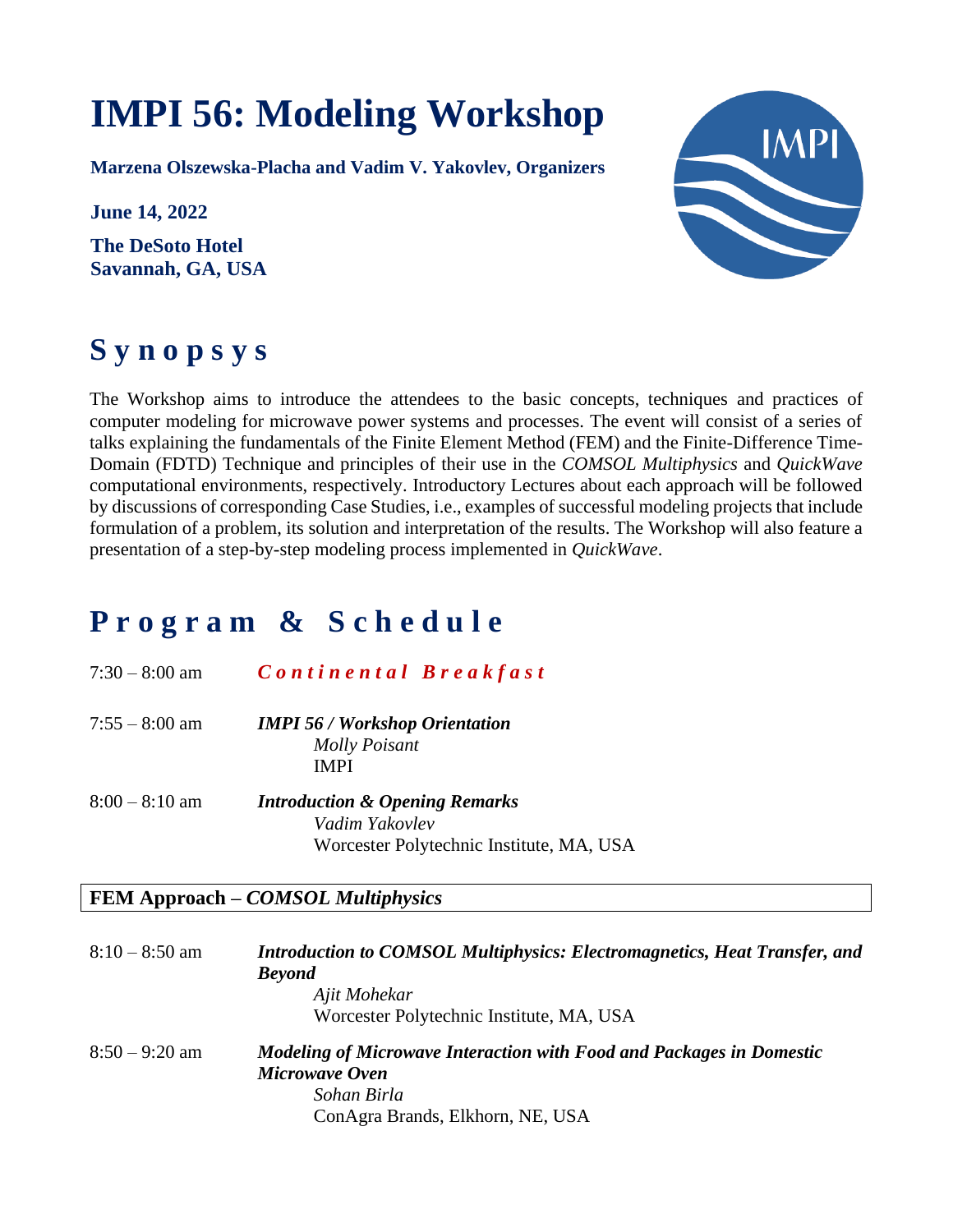# IMPI 56: Modeling Workshop

**Marzena Olszewska-Placha and Vadim V. Yakovlev, Organizers**

**June 14, 2022**

**The DeSoto Hotel**
**Savannah, GA, USA**

## Synopsys

The Workshop aims to introduce the attendees to the basic concepts, techniques and practices of computer modeling for microwave power systems and processes. The event will consist of a series of talks explaining the fundamentals of the Finite Element Method (FEM) and the Finite-Difference Time-Domain (FDTD) Technique and principles of their use in the *COMSOL Multiphysics* and *QuickWave* computational environments, respectively. Introductory Lectures about each approach will be followed by discussions of corresponding Case Studies, i.e., examples of successful modeling projects that include formulation of a problem, its solution and interpretation of the results. The Workshop will also feature a presentation of a step-by-step modeling process implemented in *QuickWave*.

## Program & Schedule

7:30 – 8:00 am ***Continental Breakfast***

7:55 – 8:00 am ***IMPI 56 / Workshop Orientation***
*Molly Poisant*
IMPI

8:00 – 8:10 am ***Introduction & Opening Remarks***
*Vadim Yakovlev*
Worcester Polytechnic Institute, MA, USA

**FEM Approach – *COMSOL Multiphysics***

8:10 – 8:50 am ***Introduction to COMSOL Multiphysics: Electromagnetics, Heat Transfer, and Beyond***
*Ajit Mohekar*
Worcester Polytechnic Institute, MA, USA

8:50 – 9:20 am ***Modeling of Microwave Interaction with Food and Packages in Domestic Microwave Oven***
*Sohan Birla*
ConAgra Brands, Elkhorn, NE, USA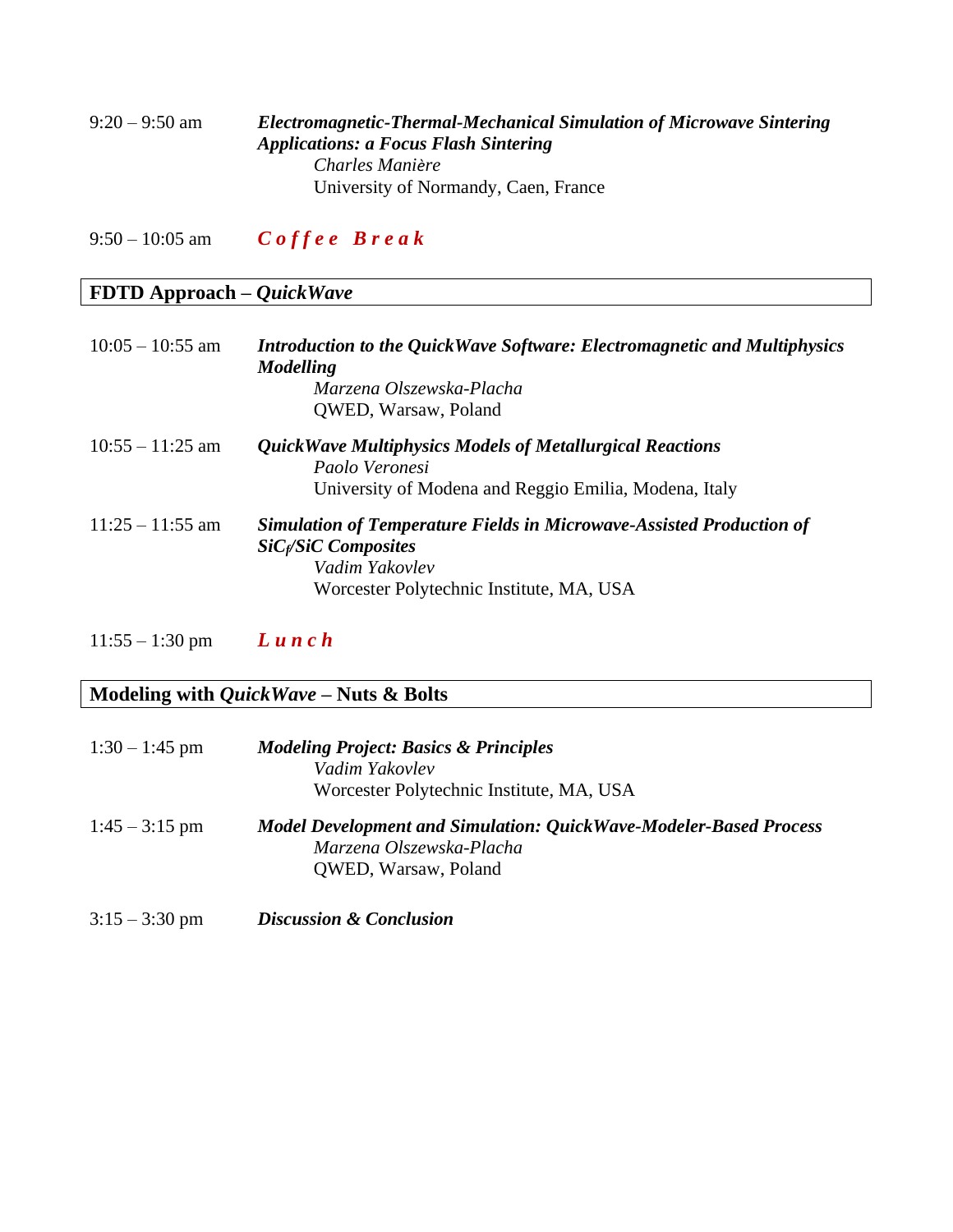9:20 – 9:50 am **_Electromagnetic-Thermal-Mechanical Simulation of Microwave Sintering Applications: a Focus Flash Sintering_**
*Charles Manière*
University of Normandy, Caen, France

9:50 – 10:05 am ***C o f f e e B r e a k***

## FDTD Approach – *QuickWave*

10:05 – 10:55 am **_Introduction to the QuickWave Software: Electromagnetic and Multiphysics Modelling_**
*Marzena Olszewska-Placha*
QWED, Warsaw, Poland

10:55 – 11:25 am **_QuickWave Multiphysics Models of Metallurgical Reactions_**
*Paolo Veronesi*
University of Modena and Reggio Emilia, Modena, Italy

11:25 – 11:55 am **_Simulation of Temperature Fields in Microwave-Assisted Production of $SiC_f/SiC$ Composites_**
*Vadim Yakovlev*
Worcester Polytechnic Institute, MA, USA

11:55 – 1:30 pm ***L u n c h***

## Modeling with *QuickWave* – Nuts & Bolts

1:30 – 1:45 pm **_Modeling Project: Basics & Principles_**
*Vadim Yakovlev*
Worcester Polytechnic Institute, MA, USA

1:45 – 3:15 pm **_Model Development and Simulation: QuickWave-Modeler-Based Process_**
*Marzena Olszewska-Placha*
QWED, Warsaw, Poland

3:15 – 3:30 pm **_Discussion & Conclusion_**